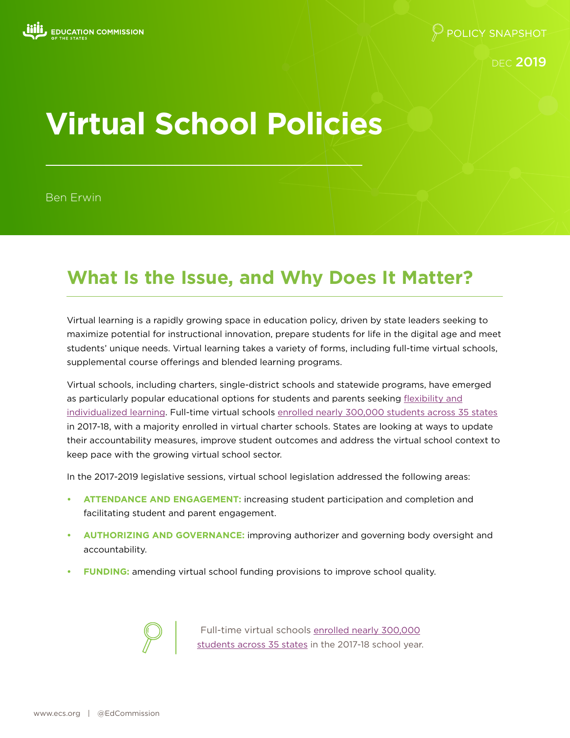EDUCATION COMMISSION OF THE STATES

POLICY SNAPSHOT

DEC 2019

# Virtual School Policies

Ben Erwin

## What Is the Issue, and Why Does It Matter?

Virtual learning is a rapidly growing space in education policy, driven by state leaders seeking to maximize potential for instructional innovation, prepare students for life in the digital age and meet students' unique needs. Virtual learning takes a variety of forms, including full-time virtual schools, supplemental course offerings and blended learning programs.

Virtual schools, including charters, single-district schools and statewide programs, have emerged as particularly popular educational options for students and parents seeking flexibility and individualized learning. Full-time virtual schools enrolled nearly 300,000 students across 35 states in 2017-18, with a majority enrolled in virtual charter schools. States are looking at ways to update their accountability measures, improve student outcomes and address the virtual school context to keep pace with the growing virtual school sector.

In the 2017-2019 legislative sessions, virtual school legislation addressed the following areas:

- **ATTENDANCE AND ENGAGEMENT:** increasing student participation and completion and facilitating student and parent engagement.
- **AUTHORIZING AND GOVERNANCE:** improving authorizer and governing body oversight and accountability.
- **FUNDING:** amending virtual school funding provisions to improve school quality.

> Full-time virtual schools enrolled nearly 300,000 students across 35 states in the 2017-18 school year.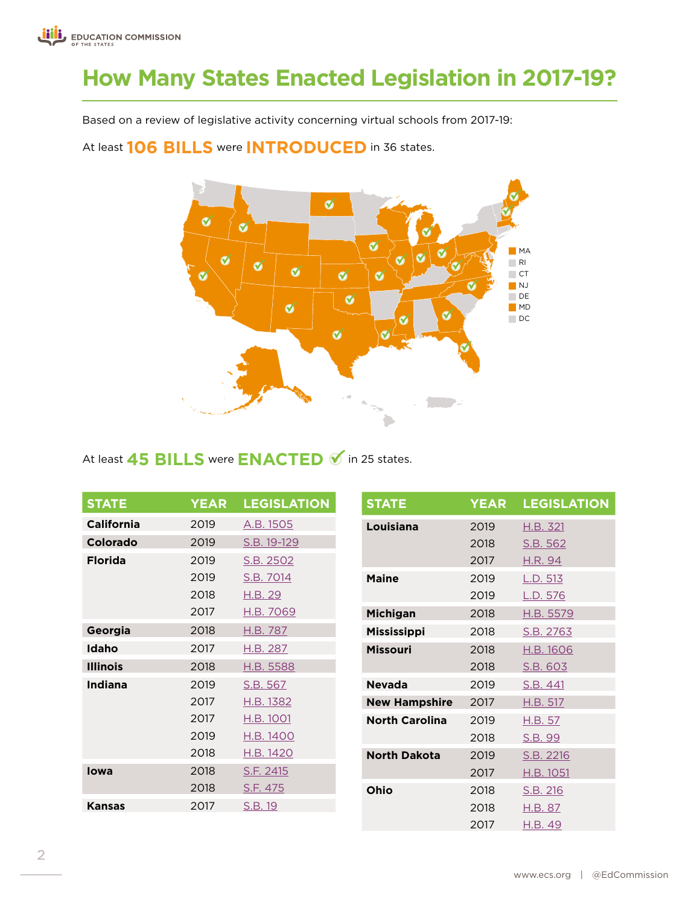# How Many States Enacted Legislation in 2017-19?

Based on a review of legislative activity concerning virtual schools from 2017-19:

At least **106 BILLS** were **INTRODUCED** in 36 states.

MA
RI
CT
NJ
DE
MD
DC

At least **45 BILLS** were **ENACTED** ✓ in 25 states.

| STATE | YEAR | LEGISLATION |
|---|---|---|
| **California** | 2019 | A.B. 1505 |
| **Colorado** | 2019 | S.B. 19-129 |
| **Florida** | 2019 | S.B. 2502 |
| | 2019 | S.B. 7014 |
| | 2018 | H.B. 29 |
| | 2017 | H.B. 7069 |
| **Georgia** | 2018 | H.B. 787 |
| **Idaho** | 2017 | H.B. 287 |
| **Illinois** | 2018 | H.B. 5588 |
| **Indiana** | 2019 | S.B. 567 |
| | 2017 | H.B. 1382 |
| | 2017 | H.B. 1001 |
| | 2019 | H.B. 1400 |
| | 2018 | H.B. 1420 |
| **Iowa** | 2018 | S.F. 2415 |
| | 2018 | S.F. 475 |
| **Kansas** | 2017 | S.B. 19 |
| **Louisiana** | 2019 | H.B. 321 |
| | 2018 | S.B. 562 |
| | 2017 | H.R. 94 |
| **Maine** | 2019 | L.D. 513 |
| | 2019 | L.D. 576 |
| **Michigan** | 2018 | H.B. 5579 |
| **Mississippi** | 2018 | S.B. 2763 |
| **Missouri** | 2018 | H.B. 1606 |
| | 2018 | S.B. 603 |
| **Nevada** | 2019 | S.B. 441 |
| **New Hampshire** | 2017 | H.B. 517 |
| **North Carolina** | 2019 | H.B. 57 |
| | 2018 | S.B. 99 |
| **North Dakota** | 2019 | S.B. 2216 |
| | 2017 | H.B. 1051 |
| **Ohio** | 2018 | S.B. 216 |
| | 2018 | H.B. 87 |
| | 2017 | H.B. 49 |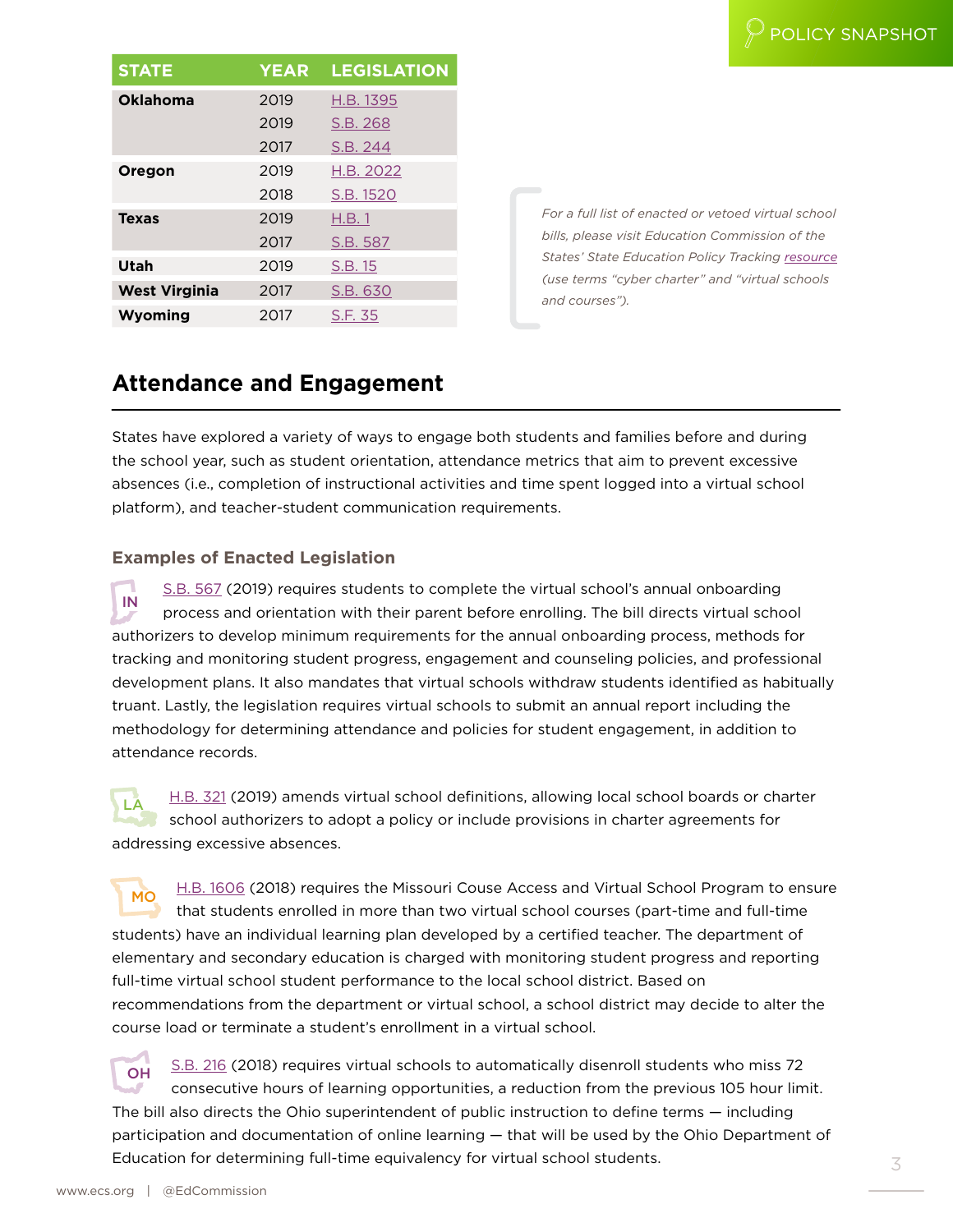| STATE | YEAR | LEGISLATION |
|---|---|---|
| **Oklahoma** | 2019 | H.B. 1395 |
| | 2019 | S.B. 268 |
| | 2017 | S.B. 244 |
| **Oregon** | 2019 | H.B. 2022 |
| | 2018 | S.B. 1520 |
| **Texas** | 2019 | H.B. 1 |
| | 2017 | S.B. 587 |
| **Utah** | 2019 | S.B. 15 |
| **West Virginia** | 2017 | S.B. 630 |
| **Wyoming** | 2017 | S.F. 35 |

*For a full list of enacted or vetoed virtual school bills, please visit Education Commission of the States' State Education Policy Tracking resource (use terms "cyber charter" and "virtual schools and courses").*

## Attendance and Engagement

States have explored a variety of ways to engage both students and families before and during the school year, such as student orientation, attendance metrics that aim to prevent excessive absences (i.e., completion of instructional activities and time spent logged into a virtual school platform), and teacher-student communication requirements.

### Examples of Enacted Legislation

IN S.B. 567 (2019) requires students to complete the virtual school's annual onboarding process and orientation with their parent before enrolling. The bill directs virtual school authorizers to develop minimum requirements for the annual onboarding process, methods for tracking and monitoring student progress, engagement and counseling policies, and professional development plans. It also mandates that virtual schools withdraw students identified as habitually truant. Lastly, the legislation requires virtual schools to submit an annual report including the methodology for determining attendance and policies for student engagement, in addition to attendance records.

LA H.B. 321 (2019) amends virtual school definitions, allowing local school boards or charter school authorizers to adopt a policy or include provisions in charter agreements for addressing excessive absences.

MO H.B. 1606 (2018) requires the Missouri Couse Access and Virtual School Program to ensure that students enrolled in more than two virtual school courses (part-time and full-time students) have an individual learning plan developed by a certified teacher. The department of elementary and secondary education is charged with monitoring student progress and reporting full-time virtual school student performance to the local school district. Based on recommendations from the department or virtual school, a school district may decide to alter the course load or terminate a student's enrollment in a virtual school.

OH S.B. 216 (2018) requires virtual schools to automatically disenroll students who miss 72 consecutive hours of learning opportunities, a reduction from the previous 105 hour limit. The bill also directs the Ohio superintendent of public instruction to define terms — including participation and documentation of online learning — that will be used by the Ohio Department of Education for determining full-time equivalency for virtual school students.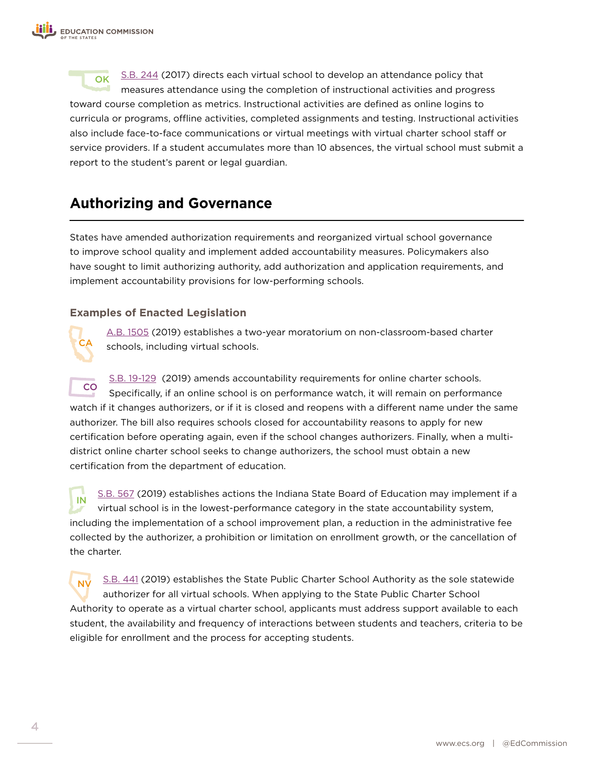OK S.B. 244 (2017) directs each virtual school to develop an attendance policy that measures attendance using the completion of instructional activities and progress toward course completion as metrics. Instructional activities are defined as online logins to curricula or programs, offline activities, completed assignments and testing. Instructional activities also include face-to-face communications or virtual meetings with virtual charter school staff or service providers. If a student accumulates more than 10 absences, the virtual school must submit a report to the student's parent or legal guardian.

## Authorizing and Governance

States have amended authorization requirements and reorganized virtual school governance to improve school quality and implement added accountability measures. Policymakers also have sought to limit authorizing authority, add authorization and application requirements, and implement accountability provisions for low-performing schools.

### Examples of Enacted Legislation

CA A.B. 1505 (2019) establishes a two-year moratorium on non-classroom-based charter schools, including virtual schools.

CO S.B. 19-129 (2019) amends accountability requirements for online charter schools. Specifically, if an online school is on performance watch, it will remain on performance watch if it changes authorizers, or if it is closed and reopens with a different name under the same authorizer. The bill also requires schools closed for accountability reasons to apply for new certification before operating again, even if the school changes authorizers. Finally, when a multi-district online charter school seeks to change authorizers, the school must obtain a new certification from the department of education.

IN S.B. 567 (2019) establishes actions the Indiana State Board of Education may implement if a virtual school is in the lowest-performance category in the state accountability system, including the implementation of a school improvement plan, a reduction in the administrative fee collected by the authorizer, a prohibition or limitation on enrollment growth, or the cancellation of the charter.

NV S.B. 441 (2019) establishes the State Public Charter School Authority as the sole statewide authorizer for all virtual schools. When applying to the State Public Charter School Authority to operate as a virtual charter school, applicants must address support available to each student, the availability and frequency of interactions between students and teachers, criteria to be eligible for enrollment and the process for accepting students.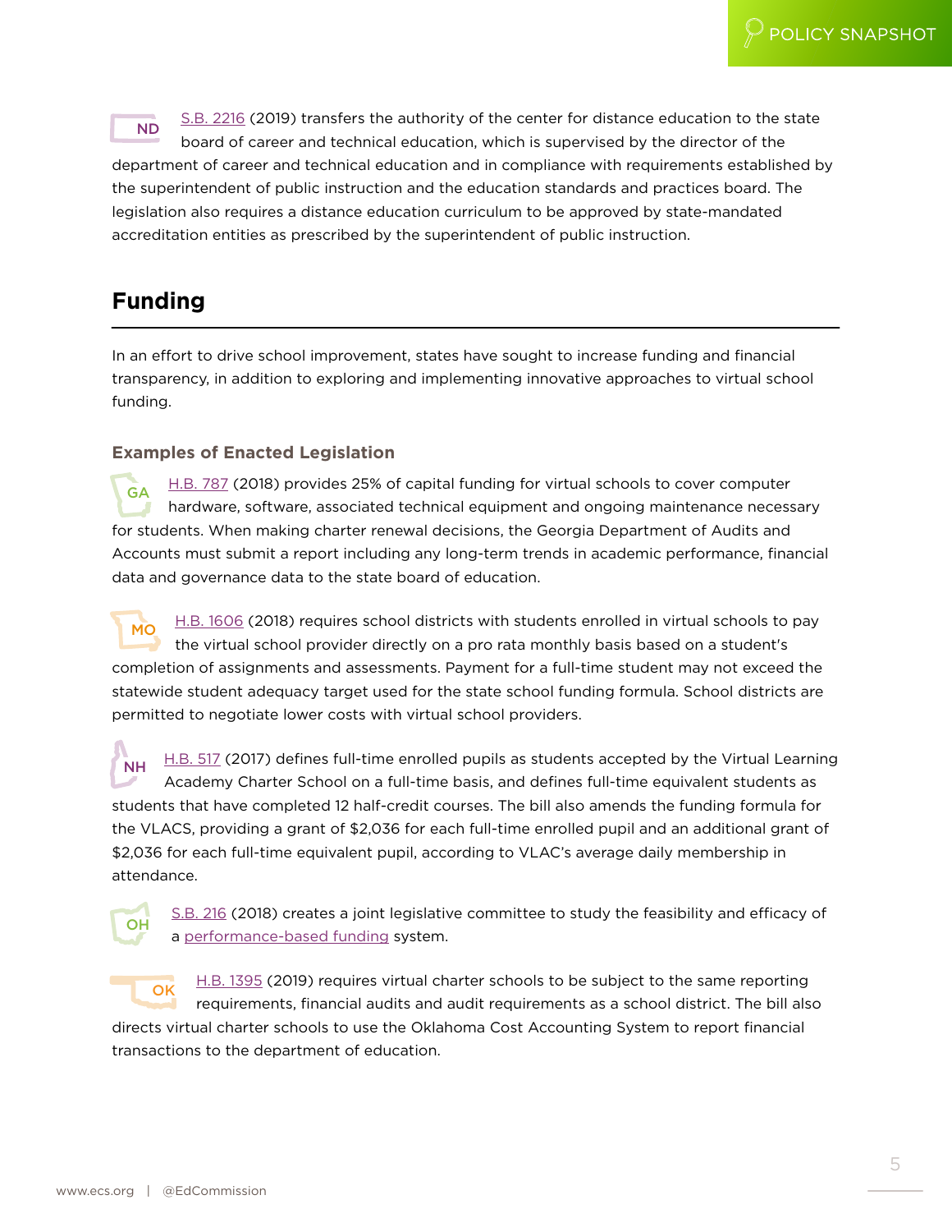**ND** S.B. 2216 (2019) transfers the authority of the center for distance education to the state board of career and technical education, which is supervised by the director of the department of career and technical education and in compliance with requirements established by the superintendent of public instruction and the education standards and practices board. The legislation also requires a distance education curriculum to be approved by state-mandated accreditation entities as prescribed by the superintendent of public instruction.

## Funding

In an effort to drive school improvement, states have sought to increase funding and financial transparency, in addition to exploring and implementing innovative approaches to virtual school funding.

### Examples of Enacted Legislation

**GA** H.B. 787 (2018) provides 25% of capital funding for virtual schools to cover computer hardware, software, associated technical equipment and ongoing maintenance necessary for students. When making charter renewal decisions, the Georgia Department of Audits and Accounts must submit a report including any long-term trends in academic performance, financial data and governance data to the state board of education.

**MO** H.B. 1606 (2018) requires school districts with students enrolled in virtual schools to pay the virtual school provider directly on a pro rata monthly basis based on a student's completion of assignments and assessments. Payment for a full-time student may not exceed the statewide student adequacy target used for the state school funding formula. School districts are permitted to negotiate lower costs with virtual school providers.

**NH** H.B. 517 (2017) defines full-time enrolled pupils as students accepted by the Virtual Learning Academy Charter School on a full-time basis, and defines full-time equivalent students as students that have completed 12 half-credit courses. The bill also amends the funding formula for the VLACS, providing a grant of $2,036 for each full-time enrolled pupil and an additional grant of $2,036 for each full-time equivalent pupil, according to VLAC's average daily membership in attendance.

**OH** S.B. 216 (2018) creates a joint legislative committee to study the feasibility and efficacy of a performance-based funding system.

**OK** H.B. 1395 (2019) requires virtual charter schools to be subject to the same reporting requirements, financial audits and audit requirements as a school district. The bill also directs virtual charter schools to use the Oklahoma Cost Accounting System to report financial transactions to the department of education.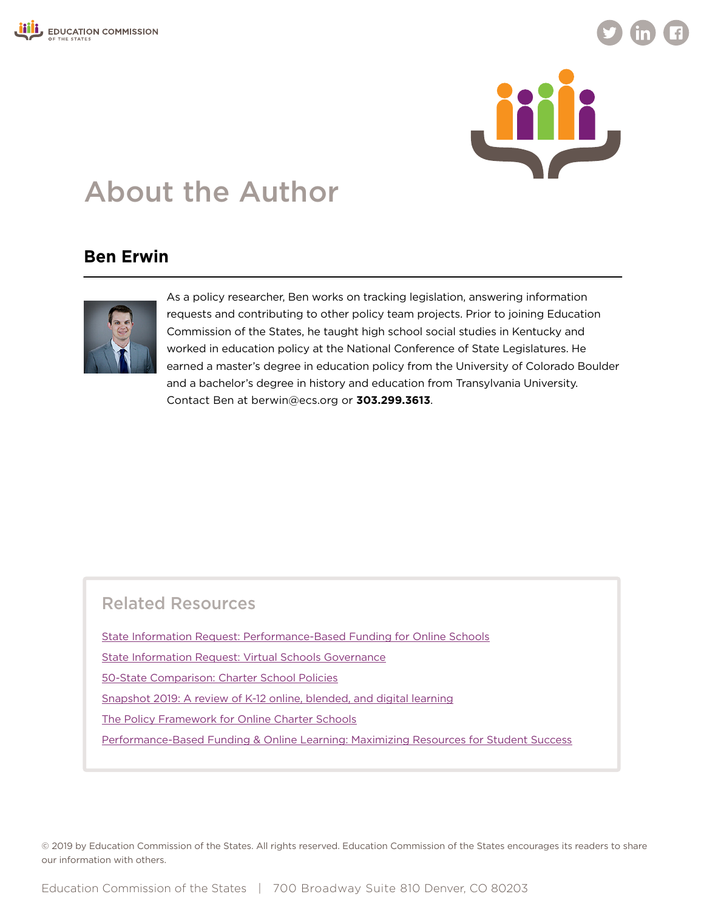# About the Author

## Ben Erwin

As a policy researcher, Ben works on tracking legislation, answering information requests and contributing to other policy team projects. Prior to joining Education Commission of the States, he taught high school social studies in Kentucky and worked in education policy at the National Conference of State Legislatures. He earned a master's degree in education policy from the University of Colorado Boulder and a bachelor's degree in history and education from Transylvania University. Contact Ben at berwin@ecs.org or **303.299.3613**.

### Related Resources

State Information Request: Performance-Based Funding for Online Schools

State Information Request: Virtual Schools Governance

50-State Comparison: Charter School Policies

Snapshot 2019: A review of K-12 online, blended, and digital learning

The Policy Framework for Online Charter Schools

Performance-Based Funding & Online Learning: Maximizing Resources for Student Success

© 2019 by Education Commission of the States. All rights reserved. Education Commission of the States encourages its readers to share our information with others.

Education Commission of the States | 700 Broadway Suite 810 Denver, CO 80203